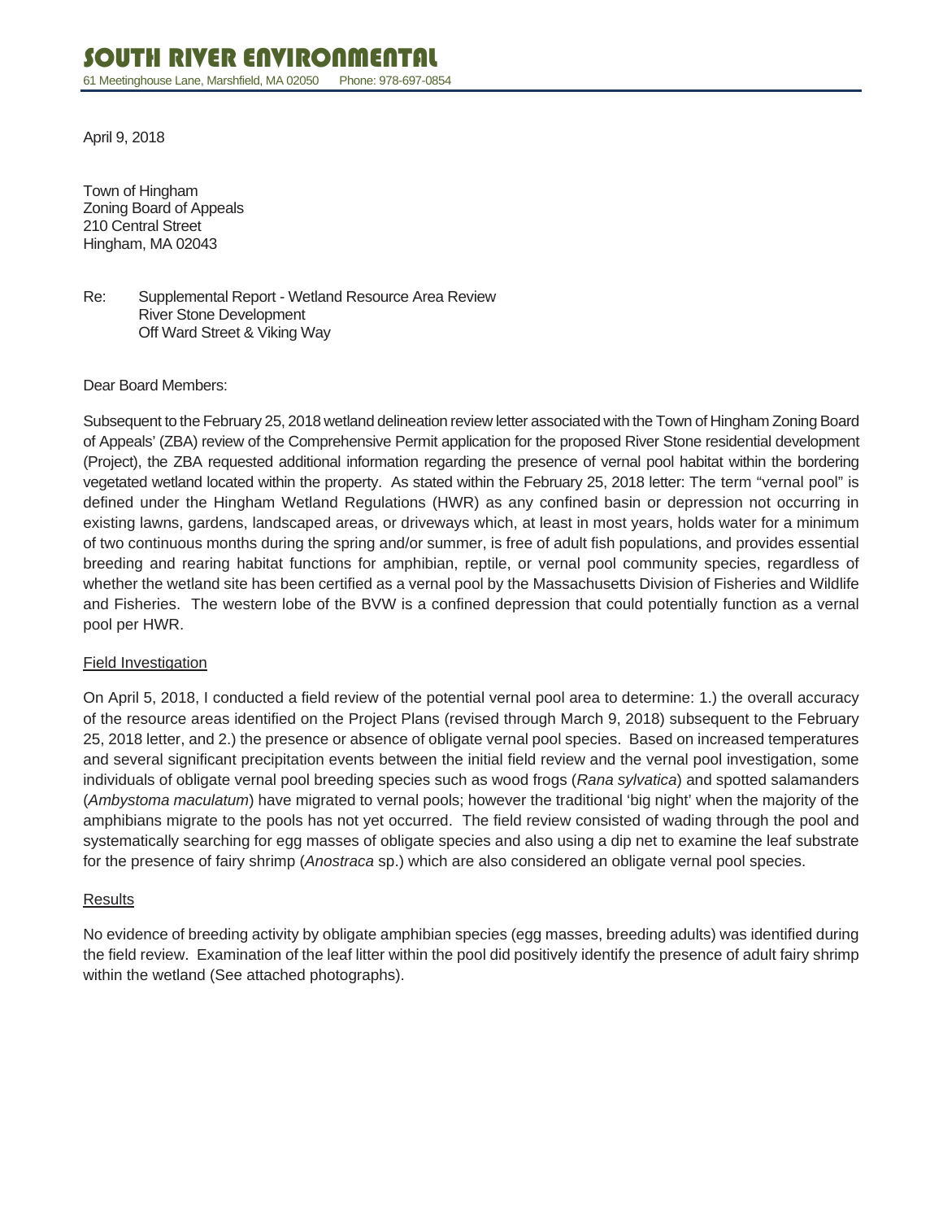# SOUTH RIVER ENVIRONMENTAL

61 Meetinghouse Lane, Marshfield, MA 02050    Phone: 978-697-0854

April 9, 2018

Town of Hingham
Zoning Board of Appeals
210 Central Street
Hingham, MA 02043

Re: Supplemental Report - Wetland Resource Area Review
River Stone Development
Off Ward Street & Viking Way

Dear Board Members:

Subsequent to the February 25, 2018 wetland delineation review letter associated with the Town of Hingham Zoning Board of Appeals' (ZBA) review of the Comprehensive Permit application for the proposed River Stone residential development (Project), the ZBA requested additional information regarding the presence of vernal pool habitat within the bordering vegetated wetland located within the property. As stated within the February 25, 2018 letter: The term "vernal pool" is defined under the Hingham Wetland Regulations (HWR) as any confined basin or depression not occurring in existing lawns, gardens, landscaped areas, or driveways which, at least in most years, holds water for a minimum of two continuous months during the spring and/or summer, is free of adult fish populations, and provides essential breeding and rearing habitat functions for amphibian, reptile, or vernal pool community species, regardless of whether the wetland site has been certified as a vernal pool by the Massachusetts Division of Fisheries and Wildlife and Fisheries. The western lobe of the BVW is a confined depression that could potentially function as a vernal pool per HWR.

## Field Investigation

On April 5, 2018, I conducted a field review of the potential vernal pool area to determine: 1.) the overall accuracy of the resource areas identified on the Project Plans (revised through March 9, 2018) subsequent to the February 25, 2018 letter, and 2.) the presence or absence of obligate vernal pool species. Based on increased temperatures and several significant precipitation events between the initial field review and the vernal pool investigation, some individuals of obligate vernal pool breeding species such as wood frogs (*Rana sylvatica*) and spotted salamanders (*Ambystoma maculatum*) have migrated to vernal pools; however the traditional 'big night' when the majority of the amphibians migrate to the pools has not yet occurred. The field review consisted of wading through the pool and systematically searching for egg masses of obligate species and also using a dip net to examine the leaf substrate for the presence of fairy shrimp (*Anostraca* sp.) which are also considered an obligate vernal pool species.

## Results

No evidence of breeding activity by obligate amphibian species (egg masses, breeding adults) was identified during the field review. Examination of the leaf litter within the pool did positively identify the presence of adult fairy shrimp within the wetland (See attached photographs).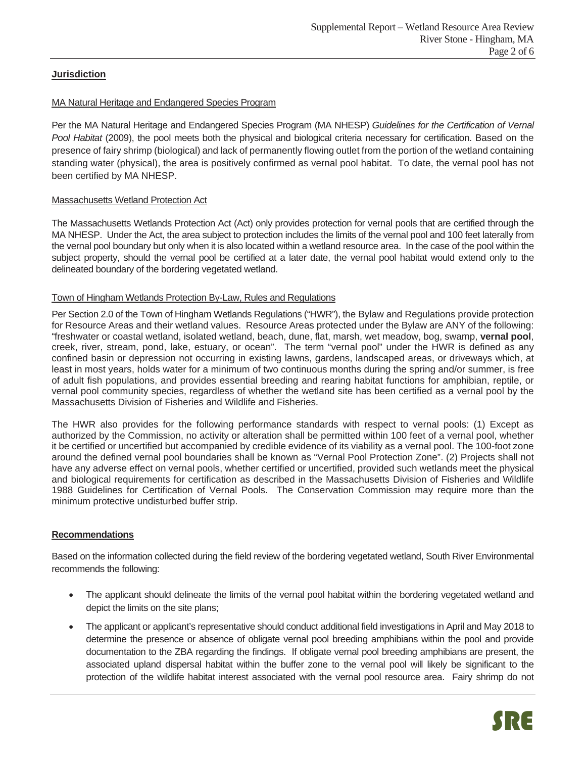## Jurisdiction

### MA Natural Heritage and Endangered Species Program

Per the MA Natural Heritage and Endangered Species Program (MA NHESP) *Guidelines for the Certification of Vernal Pool Habitat* (2009), the pool meets both the physical and biological criteria necessary for certification. Based on the presence of fairy shrimp (biological) and lack of permanently flowing outlet from the portion of the wetland containing standing water (physical), the area is positively confirmed as vernal pool habitat. To date, the vernal pool has not been certified by MA NHESP.

### Massachusetts Wetland Protection Act

The Massachusetts Wetlands Protection Act (Act) only provides protection for vernal pools that are certified through the MA NHESP. Under the Act, the area subject to protection includes the limits of the vernal pool and 100 feet laterally from the vernal pool boundary but only when it is also located within a wetland resource area. In the case of the pool within the subject property, should the vernal pool be certified at a later date, the vernal pool habitat would extend only to the delineated boundary of the bordering vegetated wetland.

### Town of Hingham Wetlands Protection By-Law, Rules and Regulations

Per Section 2.0 of the Town of Hingham Wetlands Regulations ("HWR"), the Bylaw and Regulations provide protection for Resource Areas and their wetland values. Resource Areas protected under the Bylaw are ANY of the following: "freshwater or coastal wetland, isolated wetland, beach, dune, flat, marsh, wet meadow, bog, swamp, **vernal pool**, creek, river, stream, pond, lake, estuary, or ocean". The term "vernal pool" under the HWR is defined as any confined basin or depression not occurring in existing lawns, gardens, landscaped areas, or driveways which, at least in most years, holds water for a minimum of two continuous months during the spring and/or summer, is free of adult fish populations, and provides essential breeding and rearing habitat functions for amphibian, reptile, or vernal pool community species, regardless of whether the wetland site has been certified as a vernal pool by the Massachusetts Division of Fisheries and Wildlife and Fisheries.

The HWR also provides for the following performance standards with respect to vernal pools: (1) Except as authorized by the Commission, no activity or alteration shall be permitted within 100 feet of a vernal pool, whether it be certified or uncertified but accompanied by credible evidence of its viability as a vernal pool. The 100-foot zone around the defined vernal pool boundaries shall be known as "Vernal Pool Protection Zone". (2) Projects shall not have any adverse effect on vernal pools, whether certified or uncertified, provided such wetlands meet the physical and biological requirements for certification as described in the Massachusetts Division of Fisheries and Wildlife 1988 Guidelines for Certification of Vernal Pools. The Conservation Commission may require more than the minimum protective undisturbed buffer strip.

## Recommendations

Based on the information collected during the field review of the bordering vegetated wetland, South River Environmental recommends the following:

- The applicant should delineate the limits of the vernal pool habitat within the bordering vegetated wetland and depict the limits on the site plans;
- The applicant or applicant's representative should conduct additional field investigations in April and May 2018 to determine the presence or absence of obligate vernal pool breeding amphibians within the pool and provide documentation to the ZBA regarding the findings. If obligate vernal pool breeding amphibians are present, the associated upland dispersal habitat within the buffer zone to the vernal pool will likely be significant to the protection of the wildlife habitat interest associated with the vernal pool resource area. Fairy shrimp do not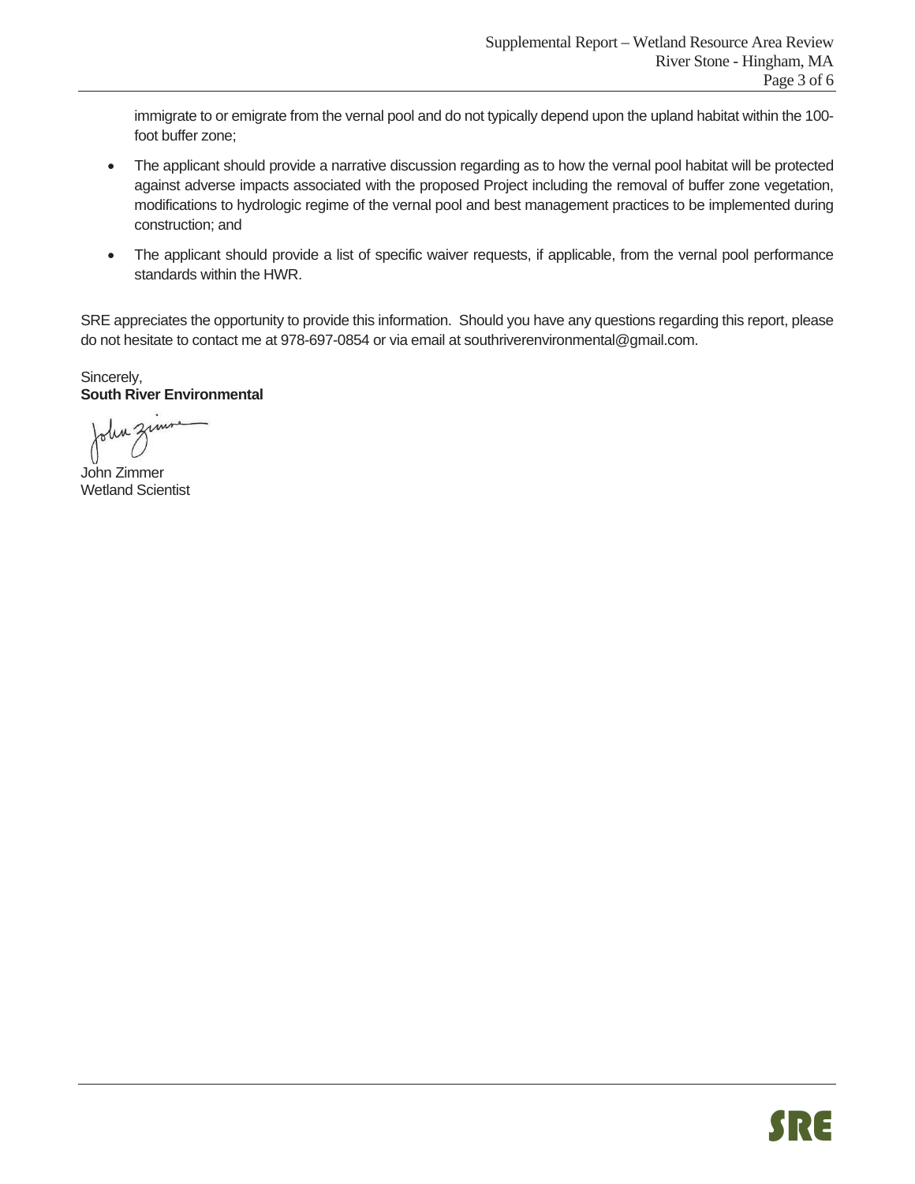immigrate to or emigrate from the vernal pool and do not typically depend upon the upland habitat within the 100-foot buffer zone;

- The applicant should provide a narrative discussion regarding as to how the vernal pool habitat will be protected against adverse impacts associated with the proposed Project including the removal of buffer zone vegetation, modifications to hydrologic regime of the vernal pool and best management practices to be implemented during construction; and
- The applicant should provide a list of specific waiver requests, if applicable, from the vernal pool performance standards within the HWR.

SRE appreciates the opportunity to provide this information. Should you have any questions regarding this report, please do not hesitate to contact me at 978-697-0854 or via email at southriverenvironmental@gmail.com.

Sincerely,
**South River Environmental**

John Zimmer
Wetland Scientist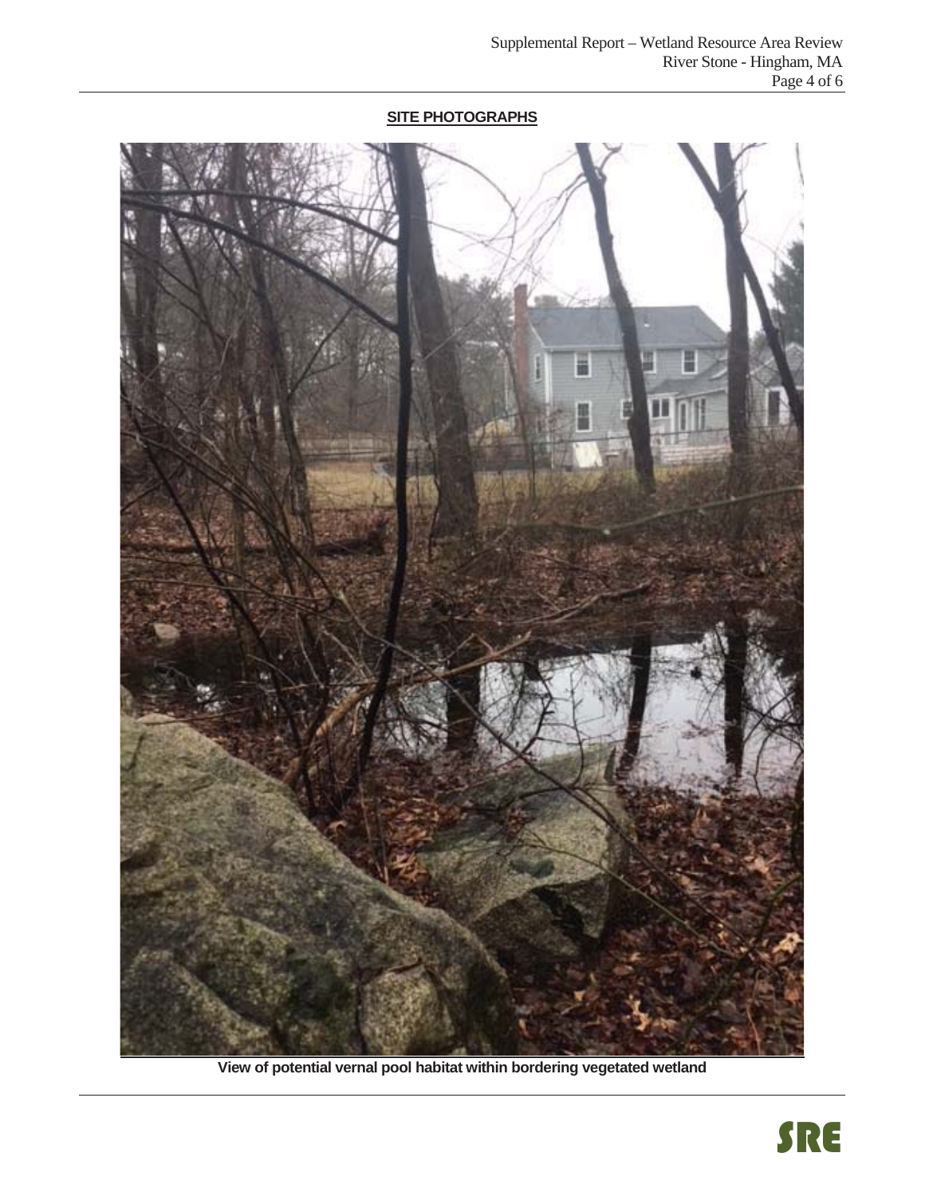**SITE PHOTOGRAPHS**

**View of potential vernal pool habitat within bordering vegetated wetland**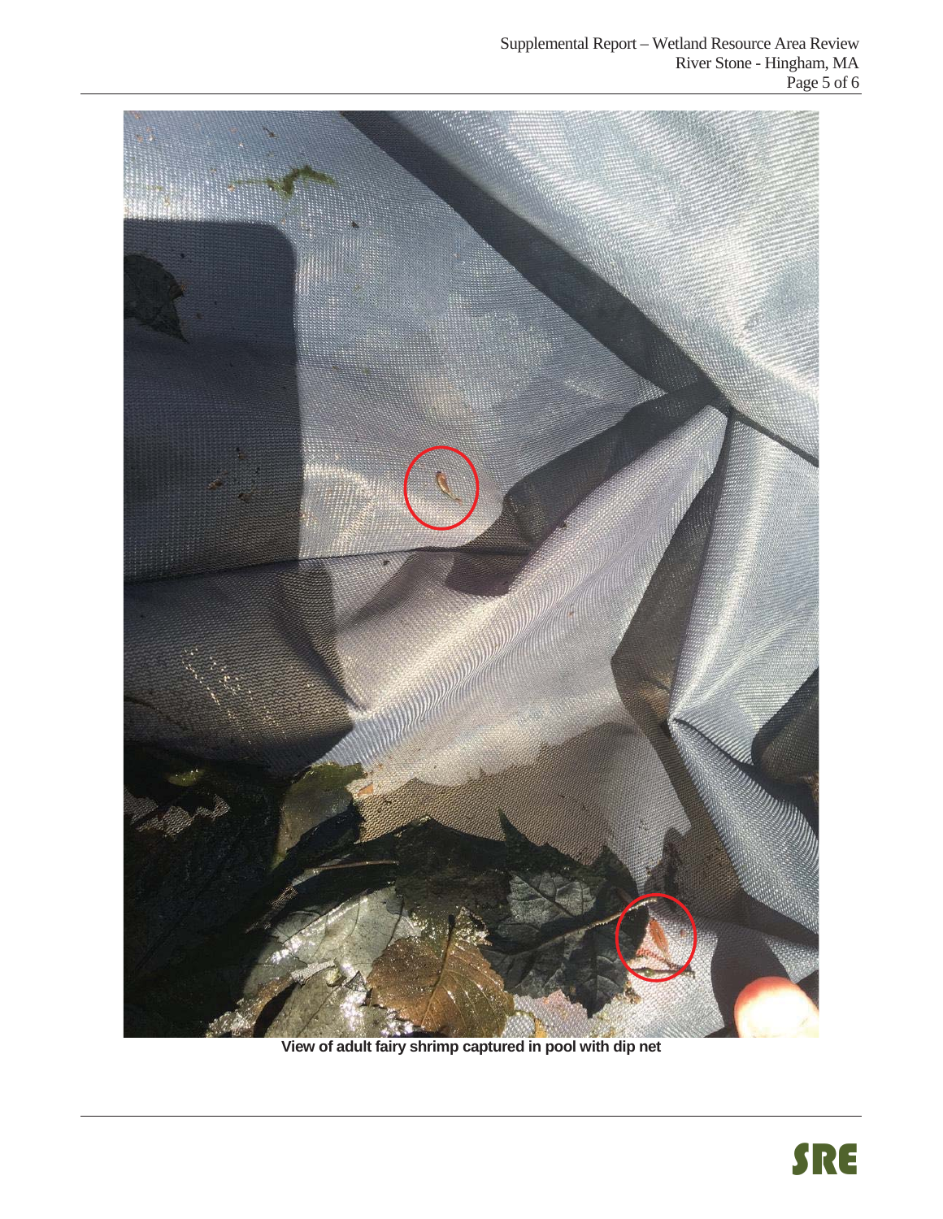View of adult fairy shrimp captured in pool with dip net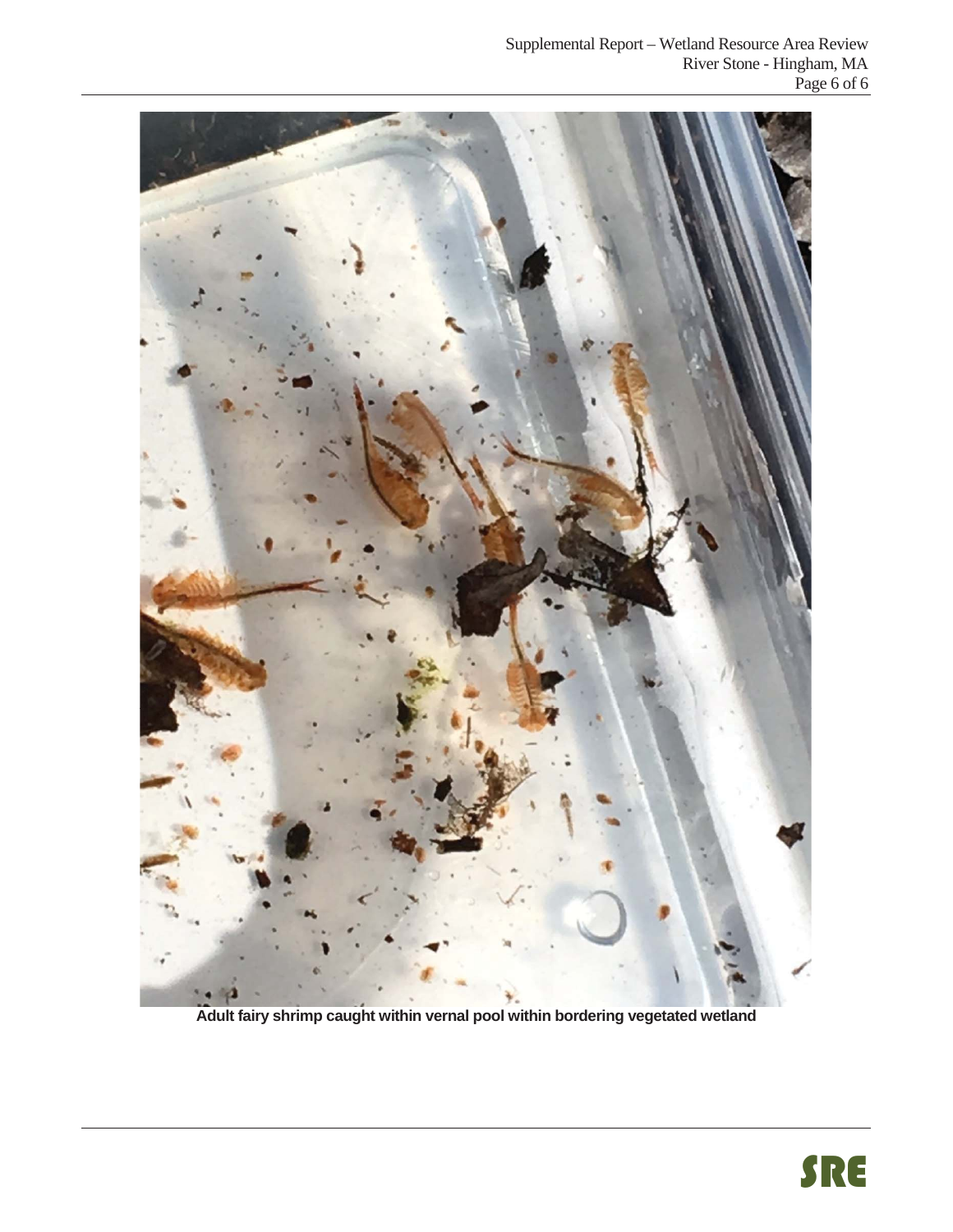Adult fairy shrimp caught within vernal pool within bordering vegetated wetland